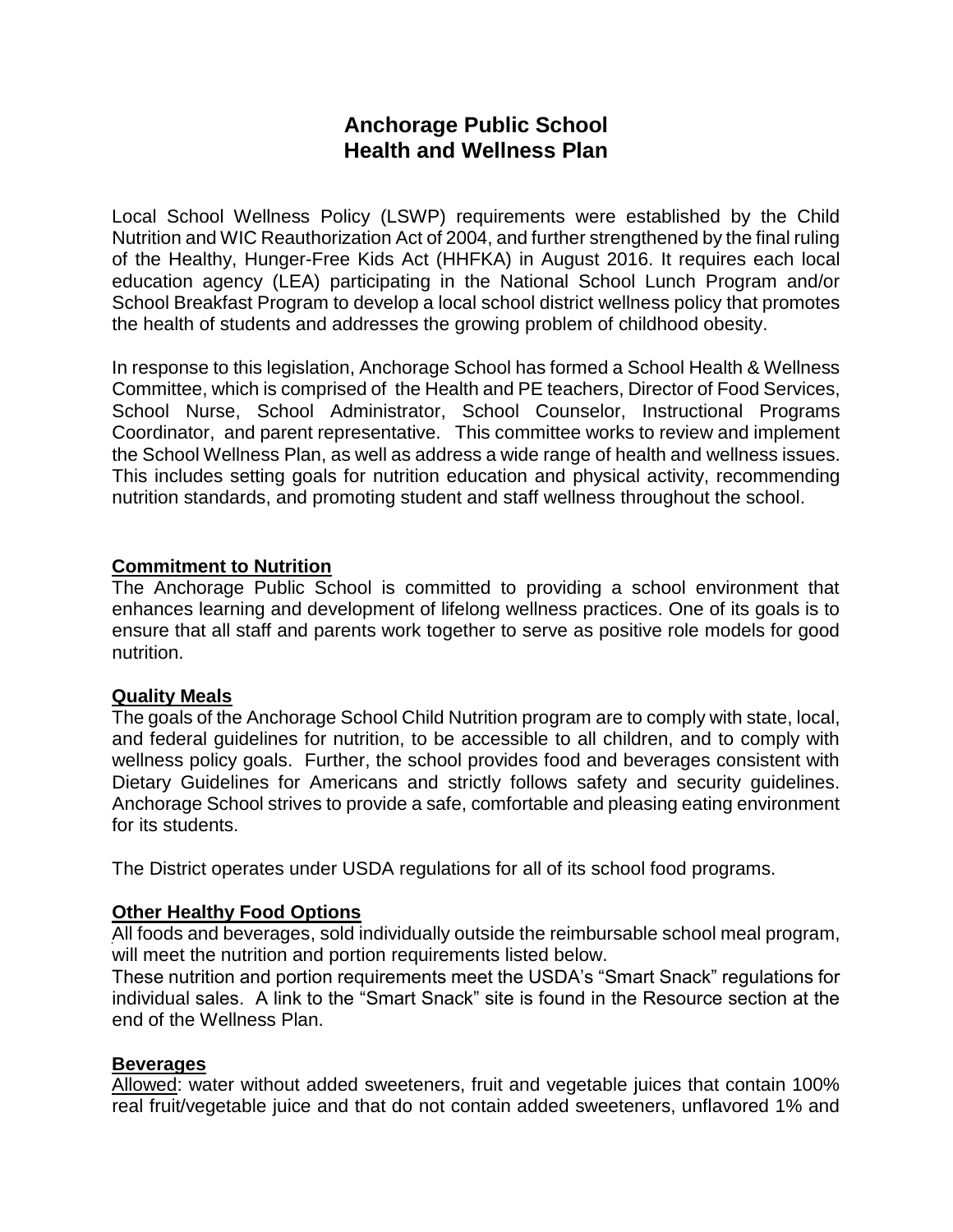# Anchorage Public School
# Health and Wellness Plan

Local School Wellness Policy (LSWP) requirements were established by the Child Nutrition and WIC Reauthorization Act of 2004, and further strengthened by the final ruling of the Healthy, Hunger-Free Kids Act (HHFKA) in August 2016. It requires each local education agency (LEA) participating in the National School Lunch Program and/or School Breakfast Program to develop a local school district wellness policy that promotes the health of students and addresses the growing problem of childhood obesity.

In response to this legislation, Anchorage School has formed a School Health & Wellness Committee, which is comprised of the Health and PE teachers, Director of Food Services, School Nurse, School Administrator, School Counselor, Instructional Programs Coordinator, and parent representative. This committee works to review and implement the School Wellness Plan, as well as address a wide range of health and wellness issues. This includes setting goals for nutrition education and physical activity, recommending nutrition standards, and promoting student and staff wellness throughout the school.

## Commitment to Nutrition

The Anchorage Public School is committed to providing a school environment that enhances learning and development of lifelong wellness practices. One of its goals is to ensure that all staff and parents work together to serve as positive role models for good nutrition.

## Quality Meals

The goals of the Anchorage School Child Nutrition program are to comply with state, local, and federal guidelines for nutrition, to be accessible to all children, and to comply with wellness policy goals. Further, the school provides food and beverages consistent with Dietary Guidelines for Americans and strictly follows safety and security guidelines. Anchorage School strives to provide a safe, comfortable and pleasing eating environment for its students.

The District operates under USDA regulations for all of its school food programs.

## Other Healthy Food Options

All foods and beverages, sold individually outside the reimbursable school meal program, will meet the nutrition and portion requirements listed below.

These nutrition and portion requirements meet the USDA's "Smart Snack" regulations for individual sales. A link to the "Smart Snack" site is found in the Resource section at the end of the Wellness Plan.

## Beverages

Allowed: water without added sweeteners, fruit and vegetable juices that contain 100% real fruit/vegetable juice and that do not contain added sweeteners, unflavored 1% and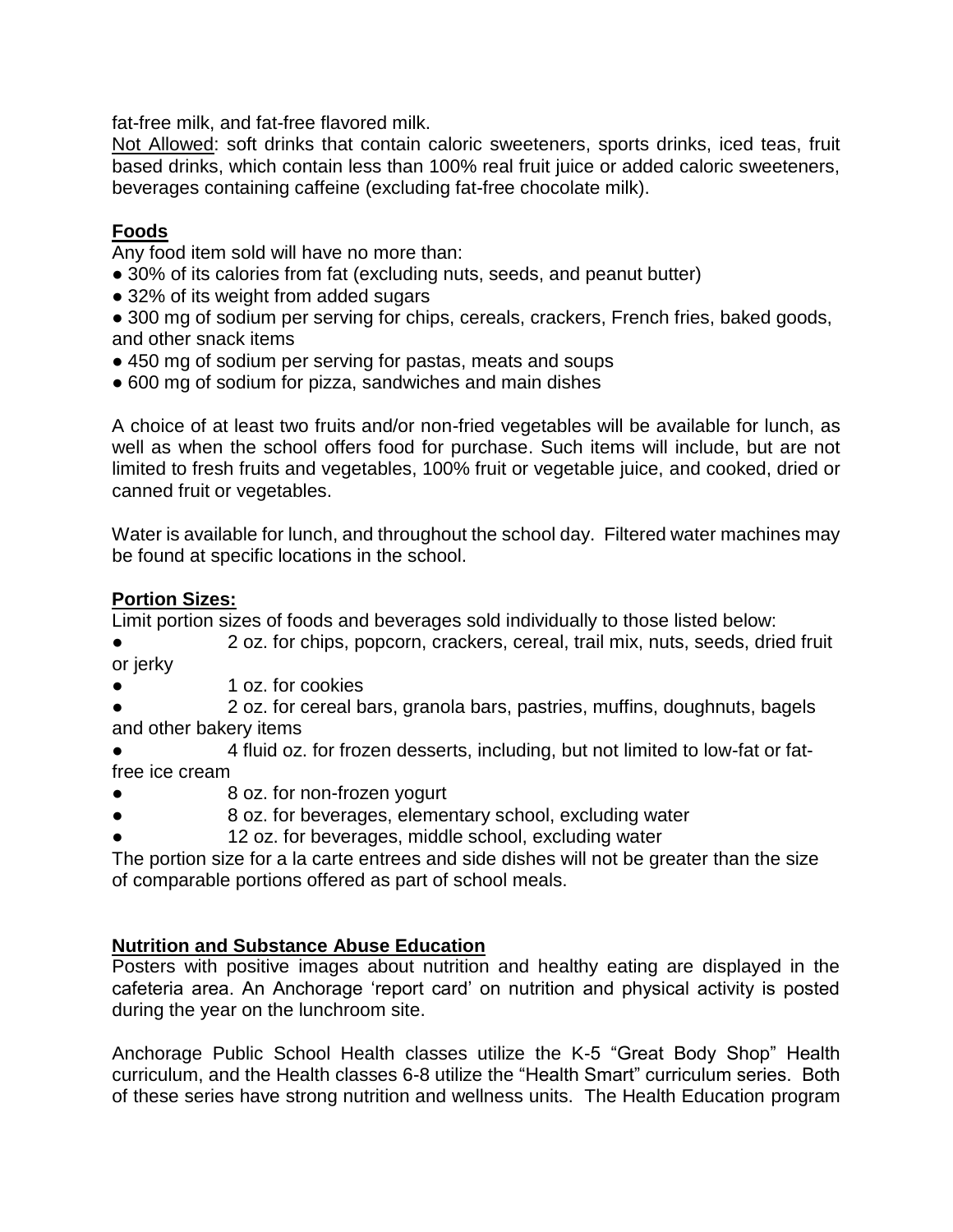fat-free milk, and fat-free flavored milk.

Not Allowed: soft drinks that contain caloric sweeteners, sports drinks, iced teas, fruit based drinks, which contain less than 100% real fruit juice or added caloric sweeteners, beverages containing caffeine (excluding fat-free chocolate milk).

## Foods

Any food item sold will have no more than:

- 30% of its calories from fat (excluding nuts, seeds, and peanut butter)
- 32% of its weight from added sugars
- 300 mg of sodium per serving for chips, cereals, crackers, French fries, baked goods, and other snack items
- 450 mg of sodium per serving for pastas, meats and soups
- 600 mg of sodium for pizza, sandwiches and main dishes

A choice of at least two fruits and/or non-fried vegetables will be available for lunch, as well as when the school offers food for purchase. Such items will include, but are not limited to fresh fruits and vegetables, 100% fruit or vegetable juice, and cooked, dried or canned fruit or vegetables.

Water is available for lunch, and throughout the school day. Filtered water machines may be found at specific locations in the school.

## Portion Sizes:

Limit portion sizes of foods and beverages sold individually to those listed below:

- 2 oz. for chips, popcorn, crackers, cereal, trail mix, nuts, seeds, dried fruit or jerky
- 1 oz. for cookies
- 2 oz. for cereal bars, granola bars, pastries, muffins, doughnuts, bagels and other bakery items
- 4 fluid oz. for frozen desserts, including, but not limited to low-fat or fat-free ice cream
- 8 oz. for non-frozen yogurt
- 8 oz. for beverages, elementary school, excluding water
- 12 oz. for beverages, middle school, excluding water

The portion size for a la carte entrees and side dishes will not be greater than the size of comparable portions offered as part of school meals.

## Nutrition and Substance Abuse Education

Posters with positive images about nutrition and healthy eating are displayed in the cafeteria area. An Anchorage 'report card' on nutrition and physical activity is posted during the year on the lunchroom site.

Anchorage Public School Health classes utilize the K-5 "Great Body Shop" Health curriculum, and the Health classes 6-8 utilize the "Health Smart" curriculum series. Both of these series have strong nutrition and wellness units. The Health Education program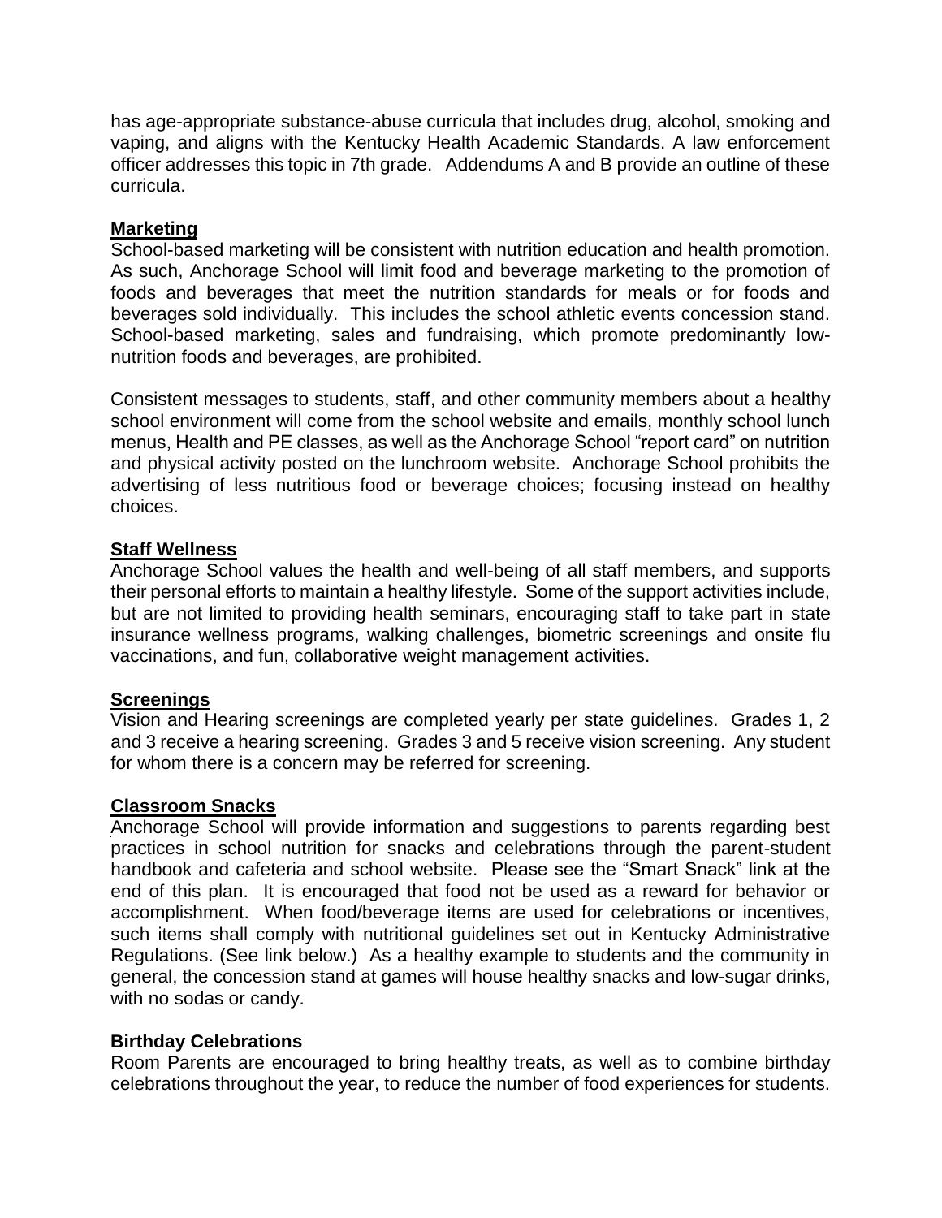has age-appropriate substance-abuse curricula that includes drug, alcohol, smoking and vaping, and aligns with the Kentucky Health Academic Standards. A law enforcement officer addresses this topic in 7th grade. Addendums A and B provide an outline of these curricula.

## Marketing

School-based marketing will be consistent with nutrition education and health promotion. As such, Anchorage School will limit food and beverage marketing to the promotion of foods and beverages that meet the nutrition standards for meals or for foods and beverages sold individually. This includes the school athletic events concession stand. School-based marketing, sales and fundraising, which promote predominantly low-nutrition foods and beverages, are prohibited.

Consistent messages to students, staff, and other community members about a healthy school environment will come from the school website and emails, monthly school lunch menus, Health and PE classes, as well as the Anchorage School "report card" on nutrition and physical activity posted on the lunchroom website. Anchorage School prohibits the advertising of less nutritious food or beverage choices; focusing instead on healthy choices.

## Staff Wellness

Anchorage School values the health and well-being of all staff members, and supports their personal efforts to maintain a healthy lifestyle. Some of the support activities include, but are not limited to providing health seminars, encouraging staff to take part in state insurance wellness programs, walking challenges, biometric screenings and onsite flu vaccinations, and fun, collaborative weight management activities.

## Screenings

Vision and Hearing screenings are completed yearly per state guidelines. Grades 1, 2 and 3 receive a hearing screening. Grades 3 and 5 receive vision screening. Any student for whom there is a concern may be referred for screening.

## Classroom Snacks

Anchorage School will provide information and suggestions to parents regarding best practices in school nutrition for snacks and celebrations through the parent-student handbook and cafeteria and school website. Please see the "Smart Snack" link at the end of this plan. It is encouraged that food not be used as a reward for behavior or accomplishment. When food/beverage items are used for celebrations or incentives, such items shall comply with nutritional guidelines set out in Kentucky Administrative Regulations. (See link below.) As a healthy example to students and the community in general, the concession stand at games will house healthy snacks and low-sugar drinks, with no sodas or candy.

**Birthday Celebrations**

Room Parents are encouraged to bring healthy treats, as well as to combine birthday celebrations throughout the year, to reduce the number of food experiences for students.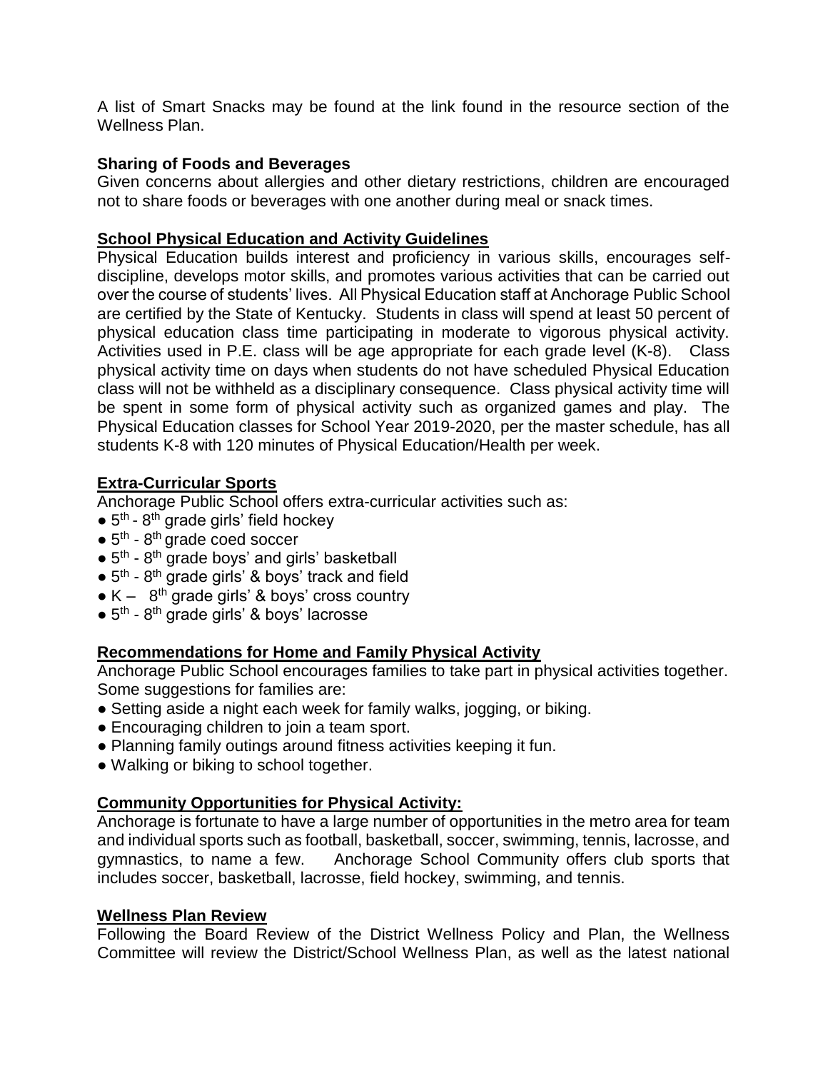A list of Smart Snacks may be found at the link found in the resource section of the Wellness Plan.

**Sharing of Foods and Beverages**

Given concerns about allergies and other dietary restrictions, children are encouraged not to share foods or beverages with one another during meal or snack times.

## School Physical Education and Activity Guidelines

Physical Education builds interest and proficiency in various skills, encourages self-discipline, develops motor skills, and promotes various activities that can be carried out over the course of students' lives. All Physical Education staff at Anchorage Public School are certified by the State of Kentucky. Students in class will spend at least 50 percent of physical education class time participating in moderate to vigorous physical activity. Activities used in P.E. class will be age appropriate for each grade level (K-8). Class physical activity time on days when students do not have scheduled Physical Education class will not be withheld as a disciplinary consequence. Class physical activity time will be spent in some form of physical activity such as organized games and play. The Physical Education classes for School Year 2019-2020, per the master schedule, has all students K-8 with 120 minutes of Physical Education/Health per week.

## Extra-Curricular Sports

Anchorage Public School offers extra-curricular activities such as:

- 5th - 8th grade girls' field hockey
- 5th - 8th grade coed soccer
- 5th - 8th grade boys' and girls' basketball
- 5th - 8th grade girls' & boys' track and field
- K – 8th grade girls' & boys' cross country
- 5th - 8th grade girls' & boys' lacrosse

## Recommendations for Home and Family Physical Activity

Anchorage Public School encourages families to take part in physical activities together. Some suggestions for families are:

- Setting aside a night each week for family walks, jogging, or biking.
- Encouraging children to join a team sport.
- Planning family outings around fitness activities keeping it fun.
- Walking or biking to school together.

## Community Opportunities for Physical Activity:

Anchorage is fortunate to have a large number of opportunities in the metro area for team and individual sports such as football, basketball, soccer, swimming, tennis, lacrosse, and gymnastics, to name a few. Anchorage School Community offers club sports that includes soccer, basketball, lacrosse, field hockey, swimming, and tennis.

## Wellness Plan Review

Following the Board Review of the District Wellness Policy and Plan, the Wellness Committee will review the District/School Wellness Plan, as well as the latest national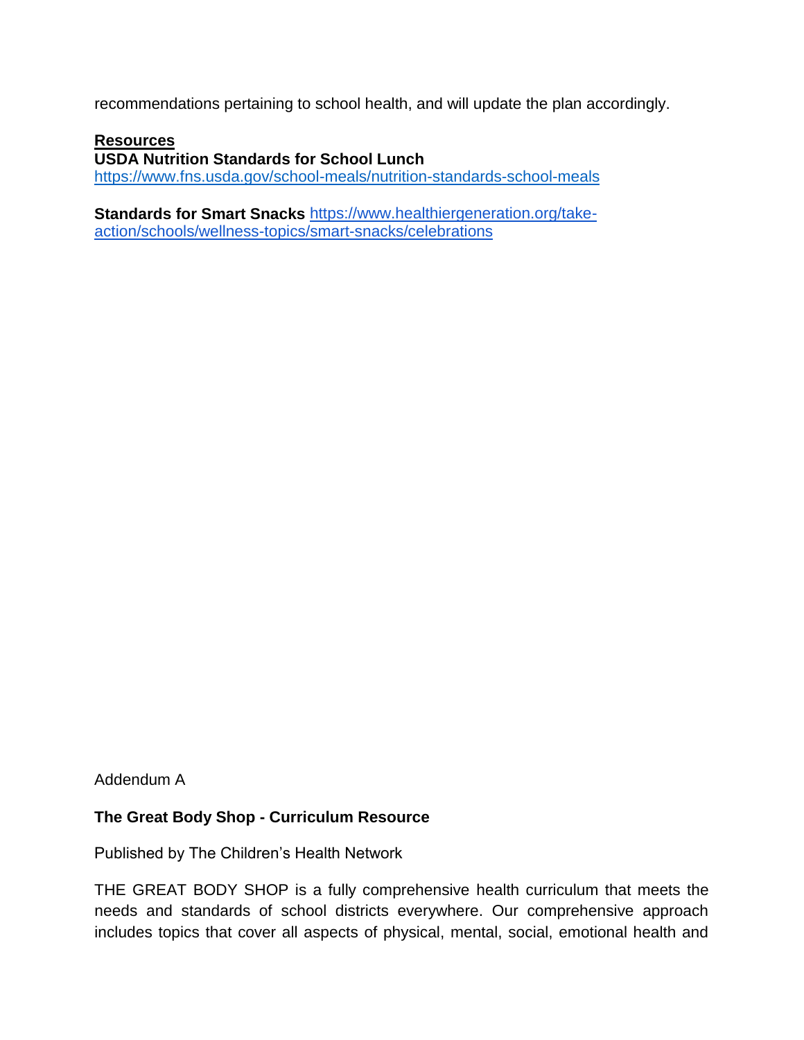recommendations pertaining to school health, and will update the plan accordingly.

**Resources**

**USDA Nutrition Standards for School Lunch**
https://www.fns.usda.gov/school-meals/nutrition-standards-school-meals

**Standards for Smart Snacks** https://www.healthiergeneration.org/take-action/schools/wellness-topics/smart-snacks/celebrations

Addendum A

**The Great Body Shop - Curriculum Resource**

Published by The Children's Health Network

THE GREAT BODY SHOP is a fully comprehensive health curriculum that meets the needs and standards of school districts everywhere. Our comprehensive approach includes topics that cover all aspects of physical, mental, social, emotional health and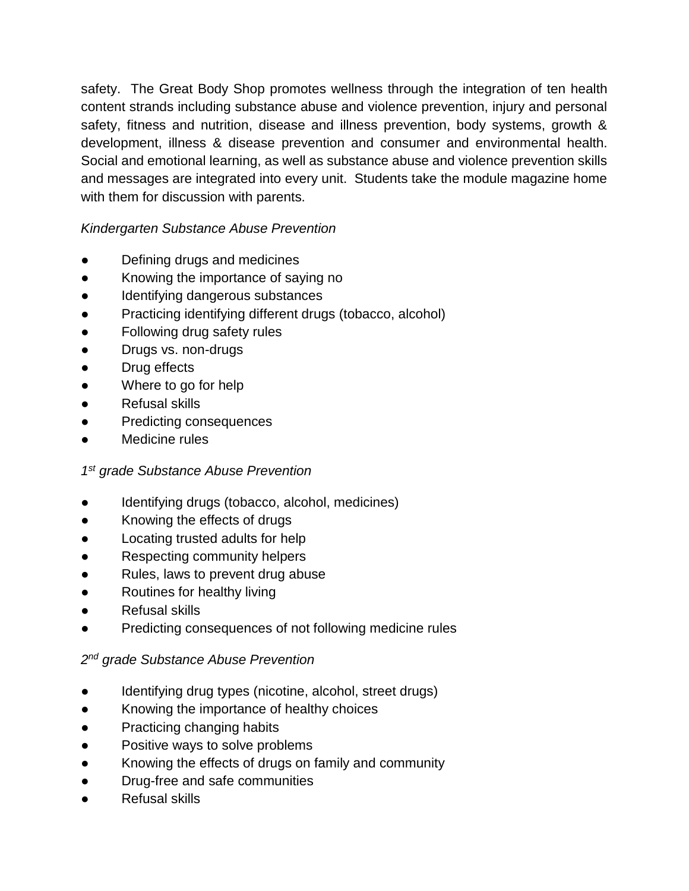safety. The Great Body Shop promotes wellness through the integration of ten health content strands including substance abuse and violence prevention, injury and personal safety, fitness and nutrition, disease and illness prevention, body systems, growth & development, illness & disease prevention and consumer and environmental health. Social and emotional learning, as well as substance abuse and violence prevention skills and messages are integrated into every unit. Students take the module magazine home with them for discussion with parents.

*Kindergarten Substance Abuse Prevention*

- Defining drugs and medicines
- Knowing the importance of saying no
- Identifying dangerous substances
- Practicing identifying different drugs (tobacco, alcohol)
- Following drug safety rules
- Drugs vs. non-drugs
- Drug effects
- Where to go for help
- Refusal skills
- Predicting consequences
- Medicine rules

*1st grade Substance Abuse Prevention*

- Identifying drugs (tobacco, alcohol, medicines)
- Knowing the effects of drugs
- Locating trusted adults for help
- Respecting community helpers
- Rules, laws to prevent drug abuse
- Routines for healthy living
- Refusal skills
- Predicting consequences of not following medicine rules

*2nd grade Substance Abuse Prevention*

- Identifying drug types (nicotine, alcohol, street drugs)
- Knowing the importance of healthy choices
- Practicing changing habits
- Positive ways to solve problems
- Knowing the effects of drugs on family and community
- Drug-free and safe communities
- Refusal skills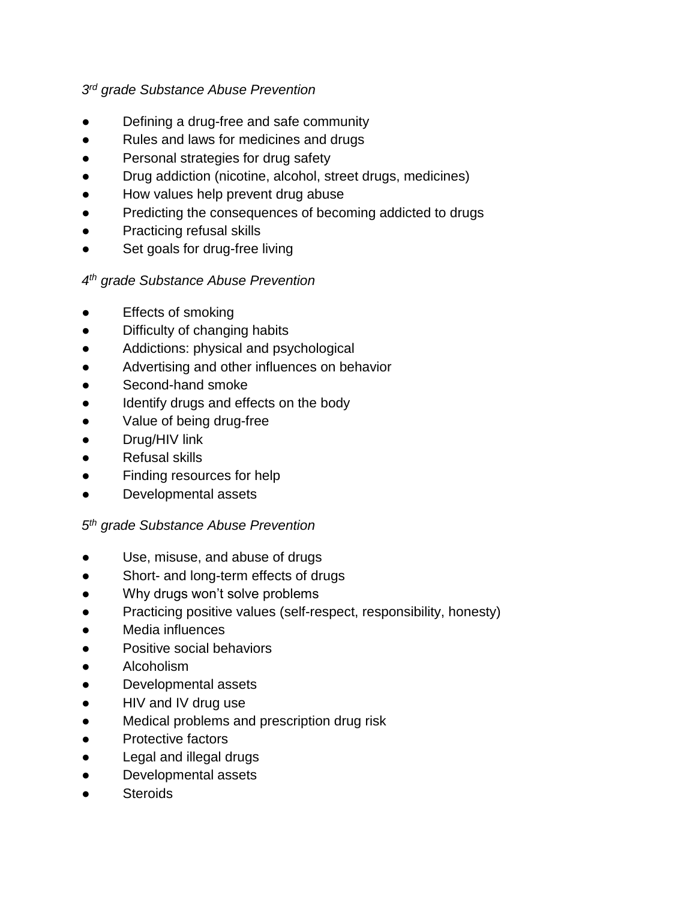*3rd grade Substance Abuse Prevention*

- Defining a drug-free and safe community
- Rules and laws for medicines and drugs
- Personal strategies for drug safety
- Drug addiction (nicotine, alcohol, street drugs, medicines)
- How values help prevent drug abuse
- Predicting the consequences of becoming addicted to drugs
- Practicing refusal skills
- Set goals for drug-free living

*4th grade Substance Abuse Prevention*

- Effects of smoking
- Difficulty of changing habits
- Addictions: physical and psychological
- Advertising and other influences on behavior
- Second-hand smoke
- Identify drugs and effects on the body
- Value of being drug-free
- Drug/HIV link
- Refusal skills
- Finding resources for help
- Developmental assets

*5th grade Substance Abuse Prevention*

- Use, misuse, and abuse of drugs
- Short- and long-term effects of drugs
- Why drugs won't solve problems
- Practicing positive values (self-respect, responsibility, honesty)
- Media influences
- Positive social behaviors
- Alcoholism
- Developmental assets
- HIV and IV drug use
- Medical problems and prescription drug risk
- Protective factors
- Legal and illegal drugs
- Developmental assets
- Steroids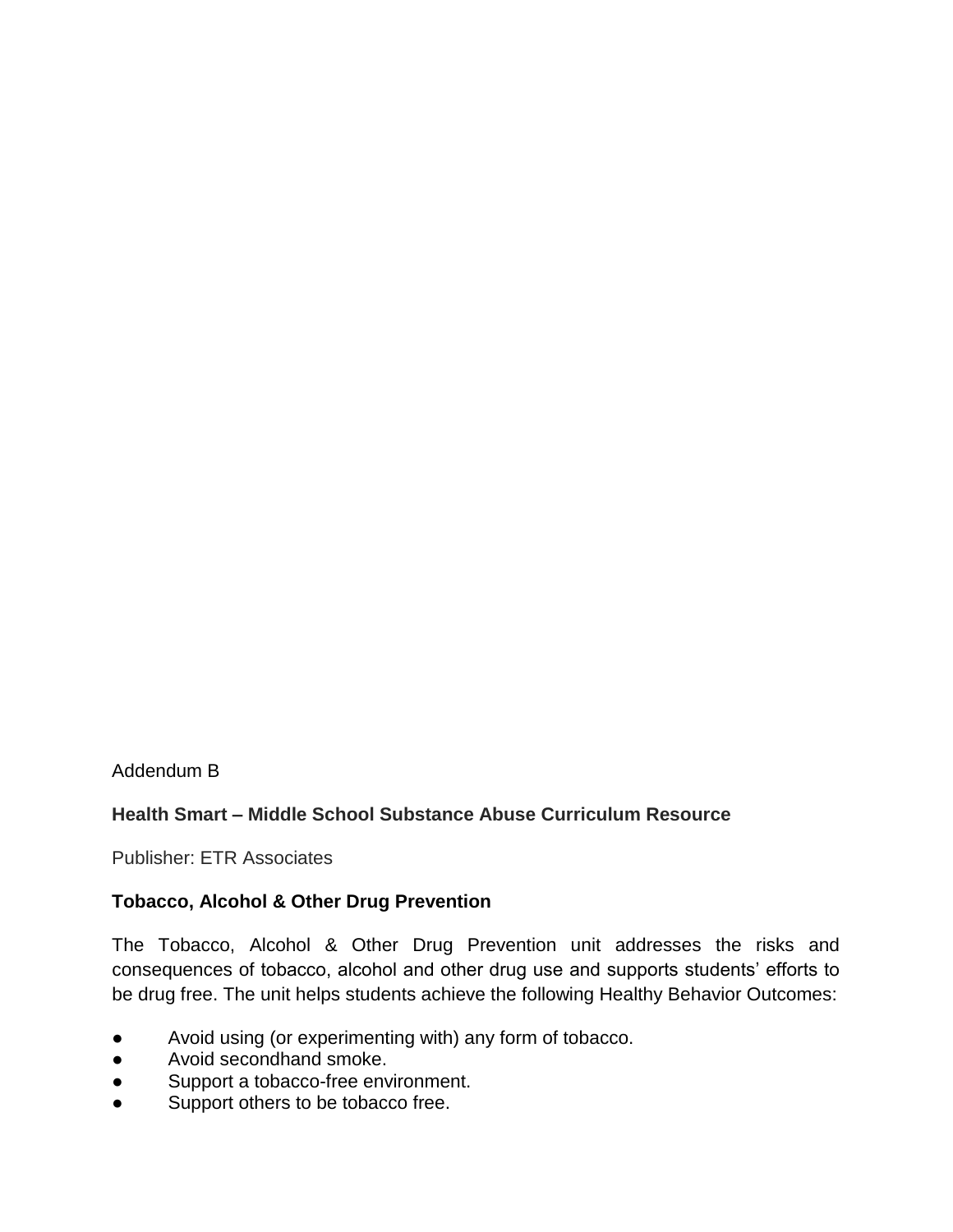Addendum B

**Health Smart – Middle School Substance Abuse Curriculum Resource**

Publisher: ETR Associates

**Tobacco, Alcohol & Other Drug Prevention**

The Tobacco, Alcohol & Other Drug Prevention unit addresses the risks and consequences of tobacco, alcohol and other drug use and supports students' efforts to be drug free. The unit helps students achieve the following Healthy Behavior Outcomes:

- Avoid using (or experimenting with) any form of tobacco.
- Avoid secondhand smoke.
- Support a tobacco-free environment.
- Support others to be tobacco free.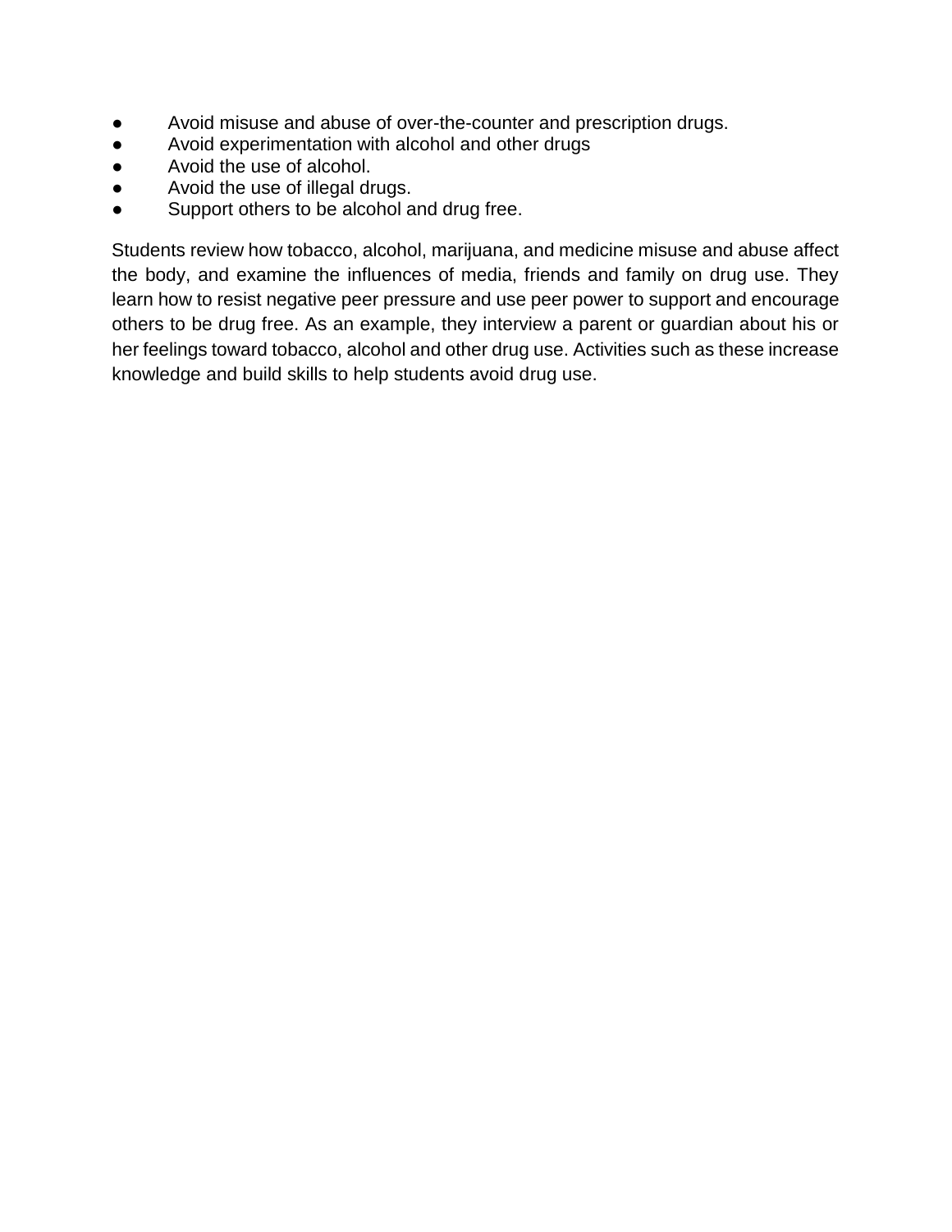- Avoid misuse and abuse of over-the-counter and prescription drugs.
- Avoid experimentation with alcohol and other drugs
- Avoid the use of alcohol.
- Avoid the use of illegal drugs.
- Support others to be alcohol and drug free.

Students review how tobacco, alcohol, marijuana, and medicine misuse and abuse affect the body, and examine the influences of media, friends and family on drug use. They learn how to resist negative peer pressure and use peer power to support and encourage others to be drug free. As an example, they interview a parent or guardian about his or her feelings toward tobacco, alcohol and other drug use. Activities such as these increase knowledge and build skills to help students avoid drug use.